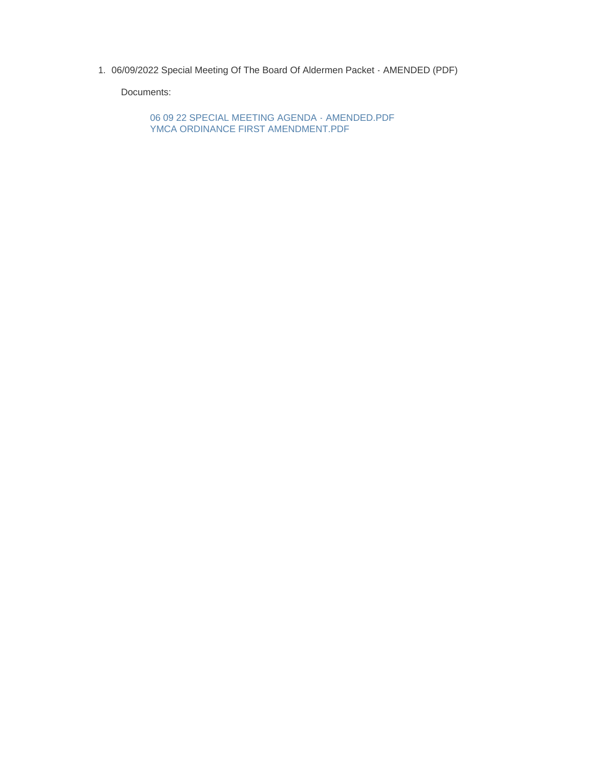1. 06/09/2022 Special Meeting Of The Board Of Aldermen Packet - AMENDED (PDF)

   Documents:

   06 09 22 SPECIAL MEETING AGENDA - AMENDED.PDF
   YMCA ORDINANCE FIRST AMENDMENT.PDF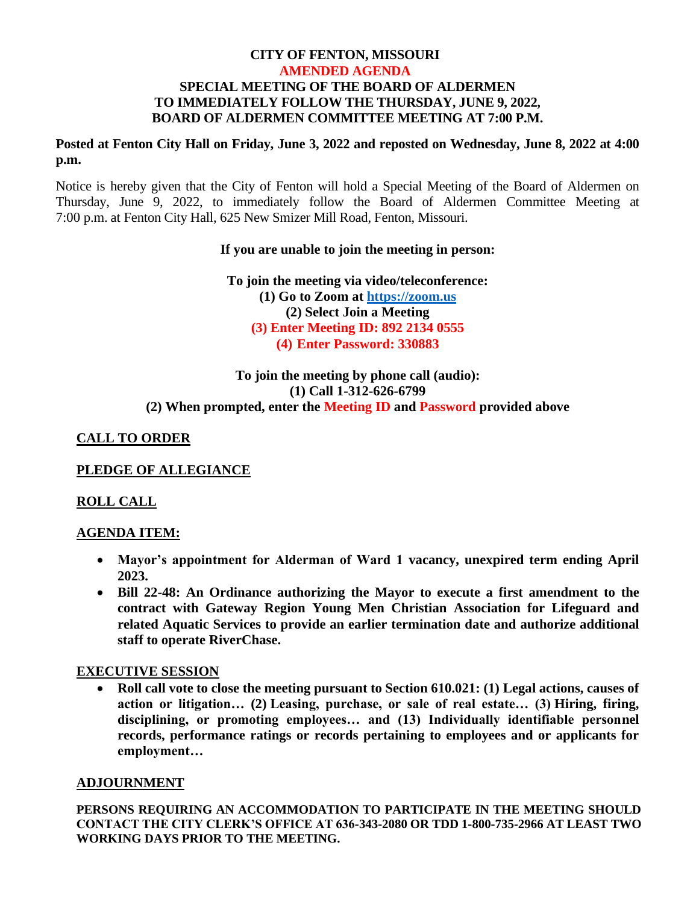**CITY OF FENTON, MISSOURI**
**AMENDED AGENDA**
**SPECIAL MEETING OF THE BOARD OF ALDERMEN**
**TO IMMEDIATELY FOLLOW THE THURSDAY, JUNE 9, 2022,**
**BOARD OF ALDERMEN COMMITTEE MEETING AT 7:00 P.M.**

**Posted at Fenton City Hall on Friday, June 3, 2022 and reposted on Wednesday, June 8, 2022 at 4:00 p.m.**

Notice is hereby given that the City of Fenton will hold a Special Meeting of the Board of Aldermen on Thursday, June 9, 2022, to immediately follow the Board of Aldermen Committee Meeting at 7:00 p.m. at Fenton City Hall, 625 New Smizer Mill Road, Fenton, Missouri.

**If you are unable to join the meeting in person:**

**To join the meeting via video/teleconference:**
**(1) Go to Zoom at https://zoom.us**
**(2) Select Join a Meeting**
**(3) Enter Meeting ID: 892 2134 0555**
**(4) Enter Password: 330883**

**To join the meeting by phone call (audio):**
**(1) Call 1-312-626-6799**
**(2) When prompted, enter the Meeting ID and Password provided above**

**CALL TO ORDER**

**PLEDGE OF ALLEGIANCE**

**ROLL CALL**

**AGENDA ITEM:**

- **Mayor's appointment for Alderman of Ward 1 vacancy, unexpired term ending April 2023.**
- **Bill 22-48: An Ordinance authorizing the Mayor to execute a first amendment to the contract with Gateway Region Young Men Christian Association for Lifeguard and related Aquatic Services to provide an earlier termination date and authorize additional staff to operate RiverChase.**

**EXECUTIVE SESSION**

- **Roll call vote to close the meeting pursuant to Section 610.021: (1) Legal actions, causes of action or litigation… (2) Leasing, purchase, or sale of real estate… (3) Hiring, firing, disciplining, or promoting employees… and (13) Individually identifiable personnel records, performance ratings or records pertaining to employees and or applicants for employment…**

**ADJOURNMENT**

**PERSONS REQUIRING AN ACCOMMODATION TO PARTICIPATE IN THE MEETING SHOULD CONTACT THE CITY CLERK'S OFFICE AT 636-343-2080 OR TDD 1-800-735-2966 AT LEAST TWO WORKING DAYS PRIOR TO THE MEETING.**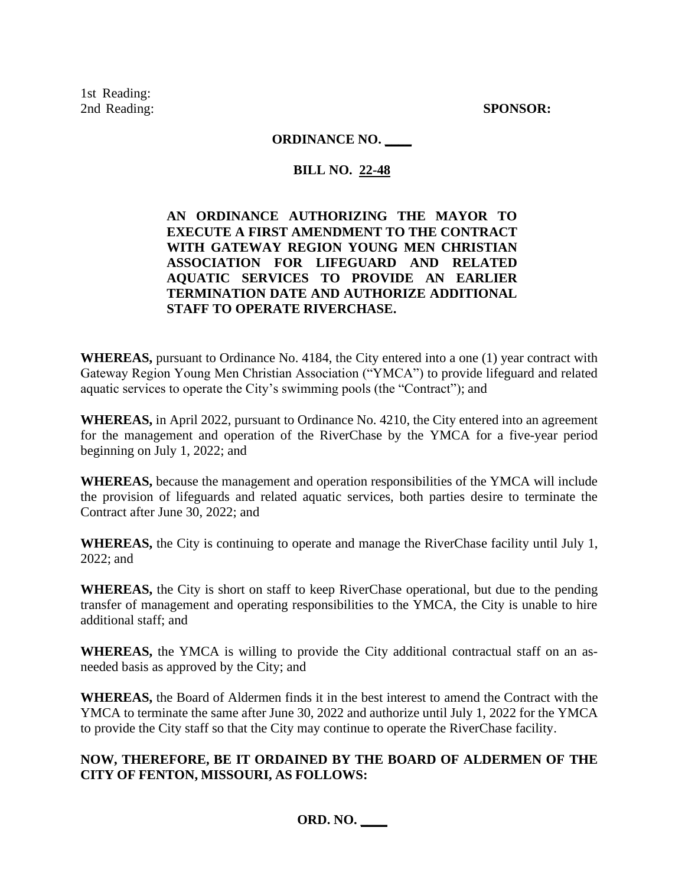1st Reading:
2nd Reading: **SPONSOR:**

**ORDINANCE NO. ____**

**BILL NO. 22-48**

**AN ORDINANCE AUTHORIZING THE MAYOR TO EXECUTE A FIRST AMENDMENT TO THE CONTRACT WITH GATEWAY REGION YOUNG MEN CHRISTIAN ASSOCIATION FOR LIFEGUARD AND RELATED AQUATIC SERVICES TO PROVIDE AN EARLIER TERMINATION DATE AND AUTHORIZE ADDITIONAL STAFF TO OPERATE RIVERCHASE.**

**WHEREAS,** pursuant to Ordinance No. 4184, the City entered into a one (1) year contract with Gateway Region Young Men Christian Association ("YMCA") to provide lifeguard and related aquatic services to operate the City's swimming pools (the "Contract"); and

**WHEREAS,** in April 2022, pursuant to Ordinance No. 4210, the City entered into an agreement for the management and operation of the RiverChase by the YMCA for a five-year period beginning on July 1, 2022; and

**WHEREAS,** because the management and operation responsibilities of the YMCA will include the provision of lifeguards and related aquatic services, both parties desire to terminate the Contract after June 30, 2022; and

**WHEREAS,** the City is continuing to operate and manage the RiverChase facility until July 1, 2022; and

**WHEREAS,** the City is short on staff to keep RiverChase operational, but due to the pending transfer of management and operating responsibilities to the YMCA, the City is unable to hire additional staff; and

**WHEREAS,** the YMCA is willing to provide the City additional contractual staff on an as-needed basis as approved by the City; and

**WHEREAS,** the Board of Aldermen finds it in the best interest to amend the Contract with the YMCA to terminate the same after June 30, 2022 and authorize until July 1, 2022 for the YMCA to provide the City staff so that the City may continue to operate the RiverChase facility.

**NOW, THEREFORE, BE IT ORDAINED BY THE BOARD OF ALDERMEN OF THE CITY OF FENTON, MISSOURI, AS FOLLOWS:**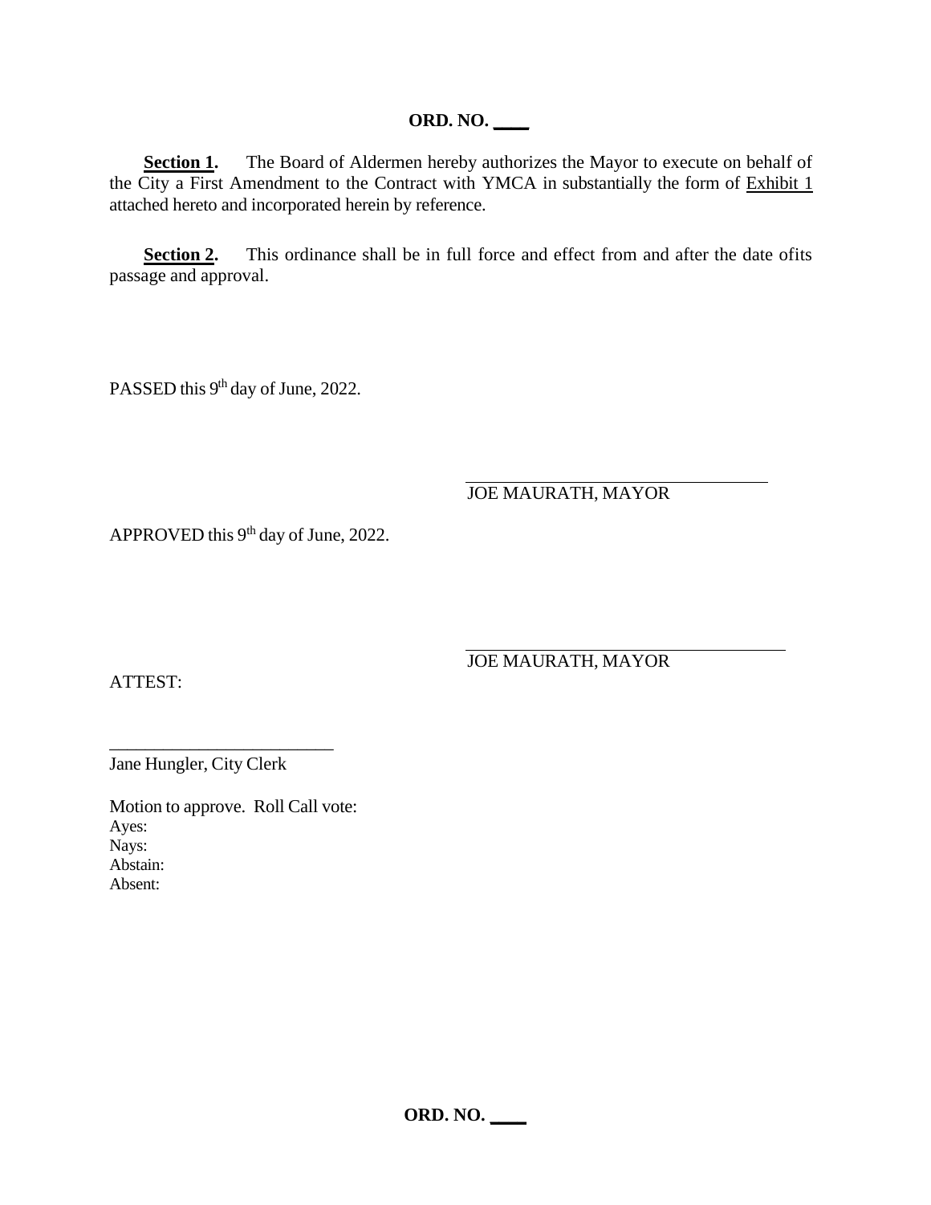**ORD. NO. ____**

**Section 1.** The Board of Aldermen hereby authorizes the Mayor to execute on behalf of the City a First Amendment to the Contract with YMCA in substantially the form of Exhibit 1 attached hereto and incorporated herein by reference.

**Section 2.** This ordinance shall be in full force and effect from and after the date ofits passage and approval.

PASSED this 9th day of June, 2022.

_______________________________
JOE MAURATH, MAYOR

APPROVED this 9th day of June, 2022.

_______________________________
JOE MAURATH, MAYOR

ATTEST:

_______________________________
Jane Hungler, City Clerk

Motion to approve. Roll Call vote:
Ayes:
Nays:
Abstain:
Absent:

**ORD. NO. ____**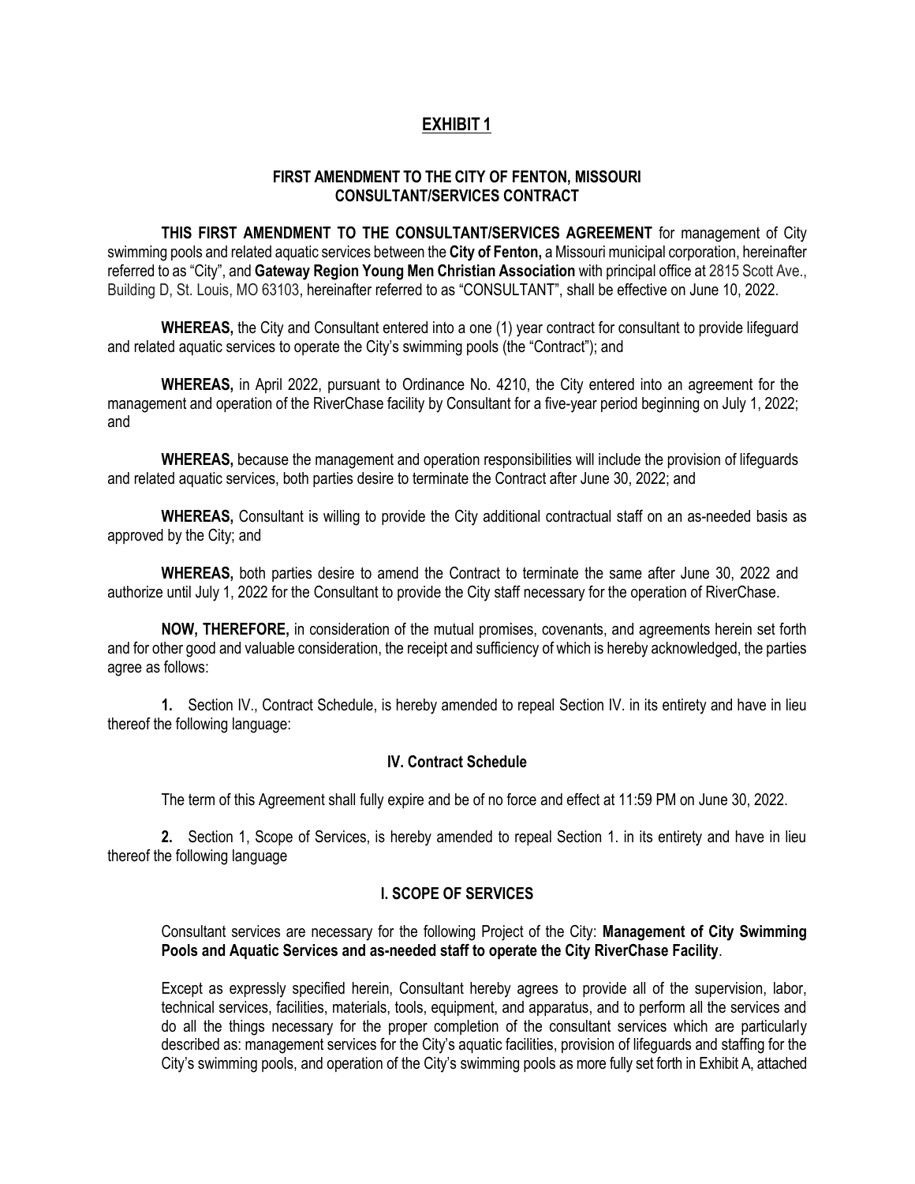# EXHIBIT 1

## FIRST AMENDMENT TO THE CITY OF FENTON, MISSOURI CONSULTANT/SERVICES CONTRACT

**THIS FIRST AMENDMENT TO THE CONSULTANT/SERVICES AGREEMENT** for management of City swimming pools and related aquatic services between the **City of Fenton,** a Missouri municipal corporation, hereinafter referred to as "City", and **Gateway Region Young Men Christian Association** with principal office at 2815 Scott Ave., Building D, St. Louis, MO 63103, hereinafter referred to as "CONSULTANT", shall be effective on June 10, 2022.

**WHEREAS,** the City and Consultant entered into a one (1) year contract for consultant to provide lifeguard and related aquatic services to operate the City's swimming pools (the "Contract"); and

**WHEREAS,** in April 2022, pursuant to Ordinance No. 4210, the City entered into an agreement for the management and operation of the RiverChase facility by Consultant for a five-year period beginning on July 1, 2022; and

**WHEREAS,** because the management and operation responsibilities will include the provision of lifeguards and related aquatic services, both parties desire to terminate the Contract after June 30, 2022; and

**WHEREAS,** Consultant is willing to provide the City additional contractual staff on an as-needed basis as approved by the City; and

**WHEREAS,** both parties desire to amend the Contract to terminate the same after June 30, 2022 and authorize until July 1, 2022 for the Consultant to provide the City staff necessary for the operation of RiverChase.

**NOW, THEREFORE,** in consideration of the mutual promises, covenants, and agreements herein set forth and for other good and valuable consideration, the receipt and sufficiency of which is hereby acknowledged, the parties agree as follows:

**1.** Section IV., Contract Schedule, is hereby amended to repeal Section IV. in its entirety and have in lieu thereof the following language:

**IV. Contract Schedule**

The term of this Agreement shall fully expire and be of no force and effect at 11:59 PM on June 30, 2022.

**2.** Section 1, Scope of Services, is hereby amended to repeal Section 1. in its entirety and have in lieu thereof the following language

**I. SCOPE OF SERVICES**

Consultant services are necessary for the following Project of the City: **Management of City Swimming Pools and Aquatic Services and as-needed staff to operate the City RiverChase Facility**.

Except as expressly specified herein, Consultant hereby agrees to provide all of the supervision, labor, technical services, facilities, materials, tools, equipment, and apparatus, and to perform all the services and do all the things necessary for the proper completion of the consultant services which are particularly described as: management services for the City's aquatic facilities, provision of lifeguards and staffing for the City's swimming pools, and operation of the City's swimming pools as more fully set forth in Exhibit A, attached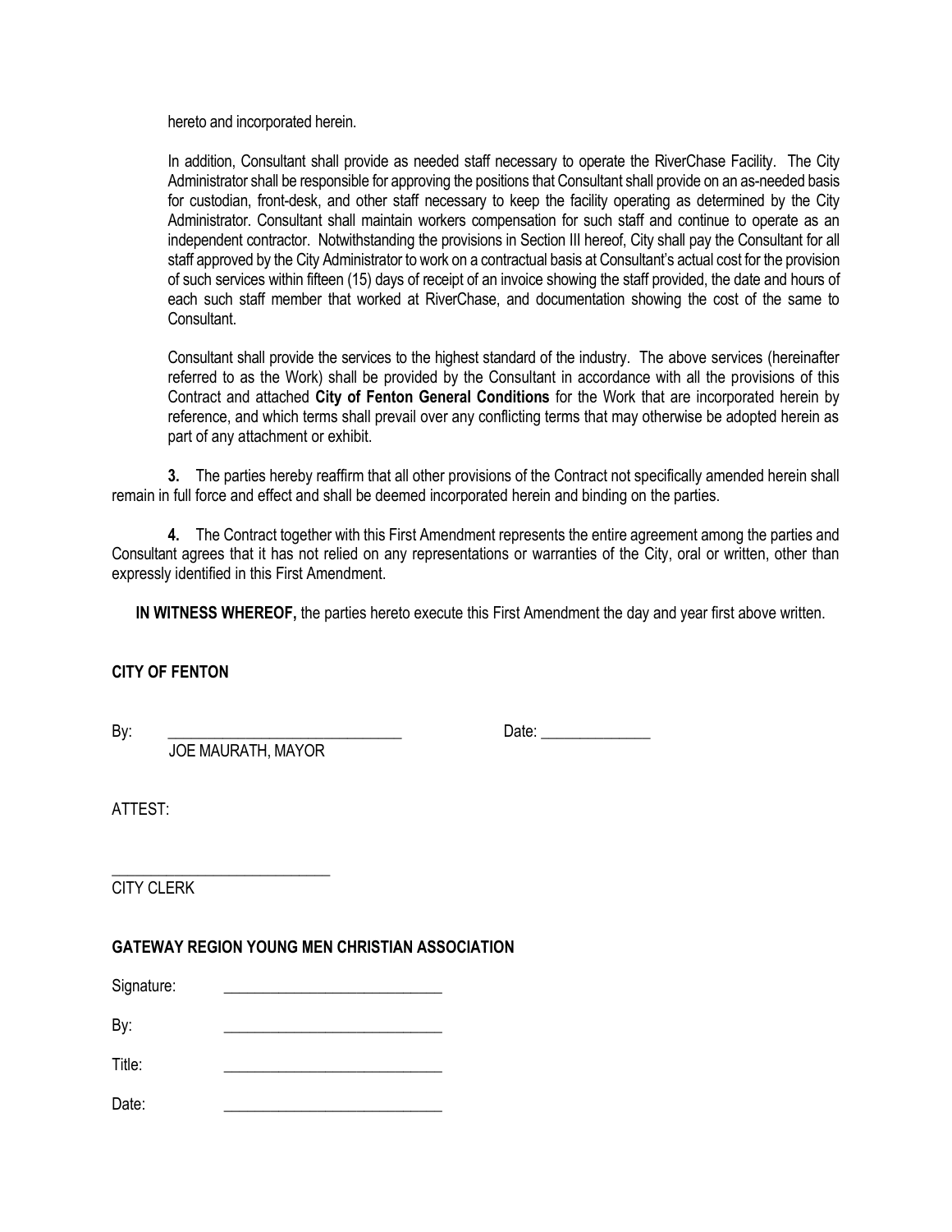hereto and incorporated herein.

In addition, Consultant shall provide as needed staff necessary to operate the RiverChase Facility. The City Administrator shall be responsible for approving the positions that Consultant shall provide on an as-needed basis for custodian, front-desk, and other staff necessary to keep the facility operating as determined by the City Administrator. Consultant shall maintain workers compensation for such staff and continue to operate as an independent contractor. Notwithstanding the provisions in Section III hereof, City shall pay the Consultant for all staff approved by the City Administrator to work on a contractual basis at Consultant's actual cost for the provision of such services within fifteen (15) days of receipt of an invoice showing the staff provided, the date and hours of each such staff member that worked at RiverChase, and documentation showing the cost of the same to Consultant.

Consultant shall provide the services to the highest standard of the industry. The above services (hereinafter referred to as the Work) shall be provided by the Consultant in accordance with all the provisions of this Contract and attached **City of Fenton General Conditions** for the Work that are incorporated herein by reference, and which terms shall prevail over any conflicting terms that may otherwise be adopted herein as part of any attachment or exhibit.

**3.** The parties hereby reaffirm that all other provisions of the Contract not specifically amended herein shall remain in full force and effect and shall be deemed incorporated herein and binding on the parties.

**4.** The Contract together with this First Amendment represents the entire agreement among the parties and Consultant agrees that it has not relied on any representations or warranties of the City, oral or written, other than expressly identified in this First Amendment.

**IN WITNESS WHEREOF,** the parties hereto execute this First Amendment the day and year first above written.

**CITY OF FENTON**

By: ______________________________ Date: ______________
JOE MAURATH, MAYOR

ATTEST:

____________________________
CITY CLERK

**GATEWAY REGION YOUNG MEN CHRISTIAN ASSOCIATION**

Signature: ____________________________

By: ____________________________

Title: ____________________________

Date: ____________________________